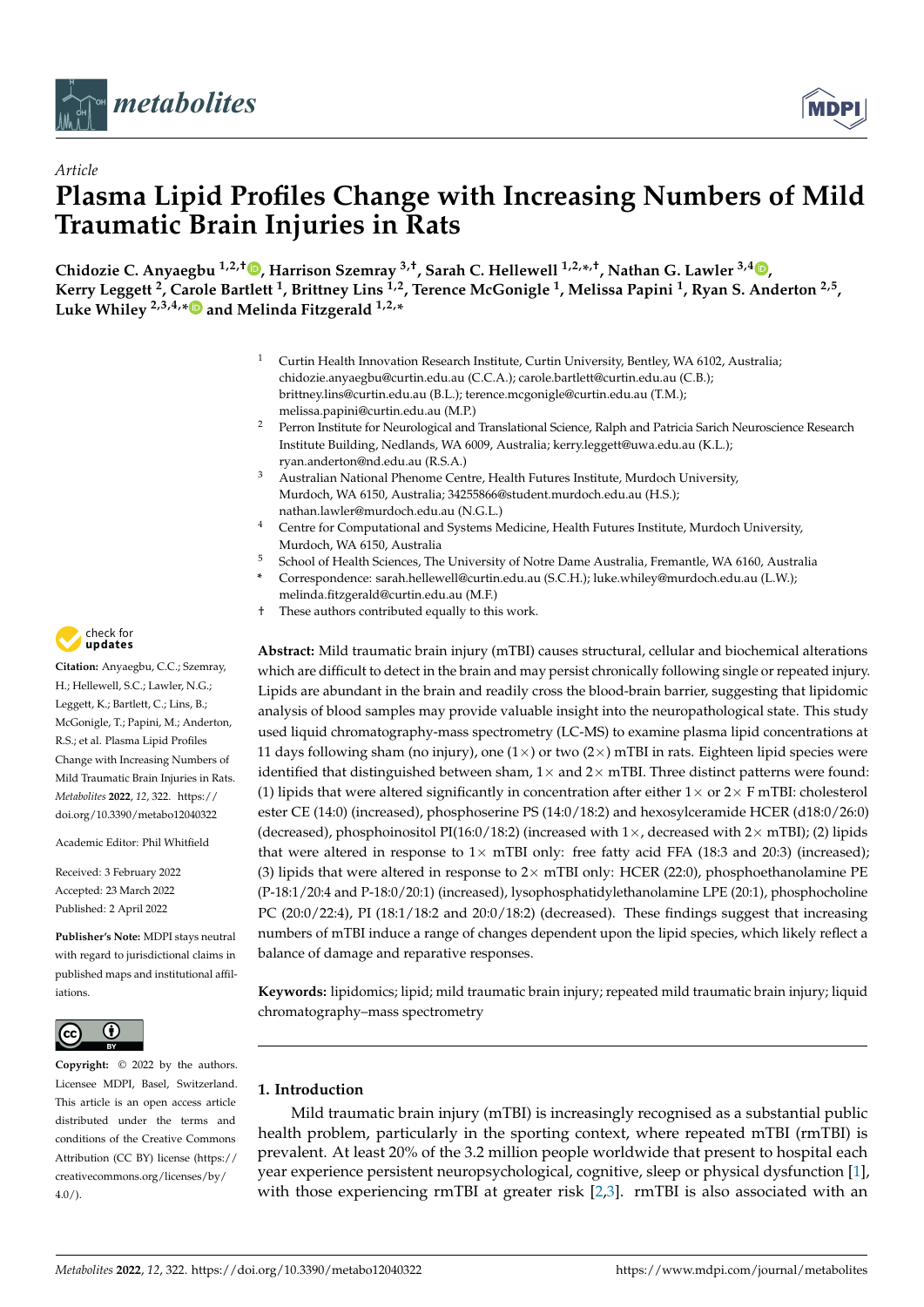*Article*

# Plasma Lipid Profiles Change with Increasing Numbers of Mild Traumatic Brain Injuries in Rats

**Chidozie C. Anyaegbu [1,2,†], Harrison Szemray [3,†], Sarah C. Hellewell [1,2,*,†], Nathan G. Lawler [3,4], Kerry Leggett [2], Carole Bartlett [1], Brittney Lins [1,2], Terence McGonigle [1], Melissa Papini [1], Ryan S. Anderton [2,5], Luke Whiley [2,3,4,*] and Melinda Fitzgerald [1,2,*]**

1 Curtin Health Innovation Research Institute, Curtin University, Bentley, WA 6102, Australia; chidozie.anyaegbu@curtin.edu.au (C.C.A.); carole.bartlett@curtin.edu.au (C.B.); brittney.lins@curtin.edu.au (B.L.); terence.mcgonigle@curtin.edu.au (T.M.); melissa.papini@curtin.edu.au (M.P.)

2 Perron Institute for Neurological and Translational Science, Ralph and Patricia Sarich Neuroscience Research Institute Building, Nedlands, WA 6009, Australia; kerry.leggett@uwa.edu.au (K.L.); ryan.anderton@nd.edu.au (R.S.A.)

3 Australian National Phenome Centre, Health Futures Institute, Murdoch University, Murdoch, WA 6150, Australia; 34255866@student.murdoch.edu.au (H.S.); nathan.lawler@murdoch.edu.au (N.G.L.)

4 Centre for Computational and Systems Medicine, Health Futures Institute, Murdoch University, Murdoch, WA 6150, Australia

5 School of Health Sciences, The University of Notre Dame Australia, Fremantle, WA 6160, Australia

\* Correspondence: sarah.hellewell@curtin.edu.au (S.C.H.); luke.whiley@murdoch.edu.au (L.W.); melinda.fitzgerald@curtin.edu.au (M.F.)

† These authors contributed equally to this work.

**Citation:** Anyaegbu, C.C.; Szemray, H.; Hellewell, S.C.; Lawler, N.G.; Leggett, K.; Bartlett, C.; Lins, B.; McGonigle, T.; Papini, M.; Anderton, R.S.; et al. Plasma Lipid Profiles Change with Increasing Numbers of Mild Traumatic Brain Injuries in Rats. *Metabolites* **2022**, *12*, 322. https://doi.org/10.3390/metabo12040322

Academic Editor: Phil Whitfield

Received: 3 February 2022
Accepted: 23 March 2022
Published: 2 April 2022

**Publisher's Note:** MDPI stays neutral with regard to jurisdictional claims in published maps and institutional affiliations.

**Copyright:** © 2022 by the authors. Licensee MDPI, Basel, Switzerland. This article is an open access article distributed under the terms and conditions of the Creative Commons Attribution (CC BY) license (https://creativecommons.org/licenses/by/4.0/).

**Abstract:** Mild traumatic brain injury (mTBI) causes structural, cellular and biochemical alterations which are difficult to detect in the brain and may persist chronically following single or repeated injury. Lipids are abundant in the brain and readily cross the blood-brain barrier, suggesting that lipidomic analysis of blood samples may provide valuable insight into the neuropathological state. This study used liquid chromatography-mass spectrometry (LC-MS) to examine plasma lipid concentrations at 11 days following sham (no injury), one (1×) or two (2×) mTBI in rats. Eighteen lipid species were identified that distinguished between sham, 1× and 2× mTBI. Three distinct patterns were found: (1) lipids that were altered significantly in concentration after either 1× or 2× F mTBI: cholesterol ester CE (14:0) (increased), phosphoserine PS (14:0/18:2) and hexosylceramide HCER (d18:0/26:0) (decreased), phosphoinositol PI(16:0/18:2) (increased with 1×, decreased with 2× mTBI); (2) lipids that were altered in response to 1× mTBI only: free fatty acid FFA (18:3 and 20:3) (increased); (3) lipids that were altered in response to 2× mTBI only: HCER (22:0), phosphoethanolamine PE (P-18:1/20:4 and P-18:0/20:1) (increased), lysophosphatidylethanolamine LPE (20:1), phosphocholine PC (20:0/22:4), PI (18:1/18:2 and 20:0/18:2) (decreased). These findings suggest that increasing numbers of mTBI induce a range of changes dependent upon the lipid species, which likely reflect a balance of damage and reparative responses.

**Keywords:** lipidomics; lipid; mild traumatic brain injury; repeated mild traumatic brain injury; liquid chromatography–mass spectrometry

## 1. Introduction

Mild traumatic brain injury (mTBI) is increasingly recognised as a substantial public health problem, particularly in the sporting context, where repeated mTBI (rmTBI) is prevalent. At least 20% of the 3.2 million people worldwide that present to hospital each year experience persistent neuropsychological, cognitive, sleep or physical dysfunction [1], with those experiencing rmTBI at greater risk [2,3]. rmTBI is also associated with an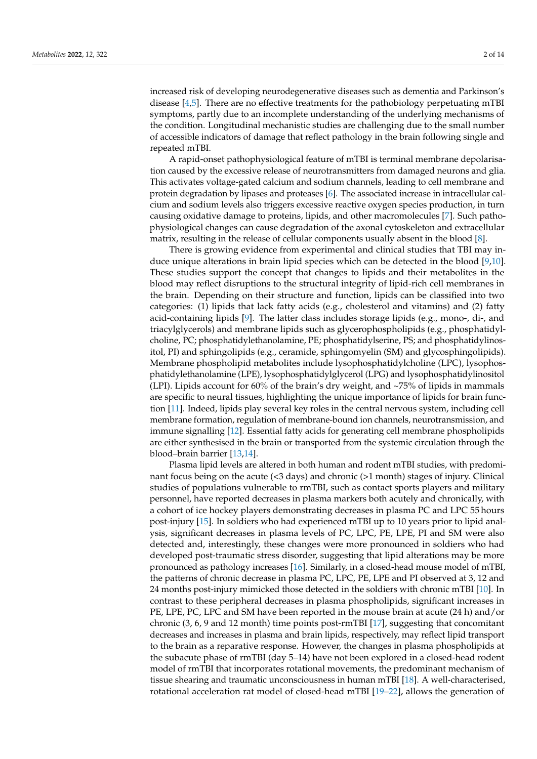increased risk of developing neurodegenerative diseases such as dementia and Parkinson's disease [4,5]. There are no effective treatments for the pathobiology perpetuating mTBI symptoms, partly due to an incomplete understanding of the underlying mechanisms of the condition. Longitudinal mechanistic studies are challenging due to the small number of accessible indicators of damage that reflect pathology in the brain following single and repeated mTBI.

A rapid-onset pathophysiological feature of mTBI is terminal membrane depolarisation caused by the excessive release of neurotransmitters from damaged neurons and glia. This activates voltage-gated calcium and sodium channels, leading to cell membrane and protein degradation by lipases and proteases [6]. The associated increase in intracellular calcium and sodium levels also triggers excessive reactive oxygen species production, in turn causing oxidative damage to proteins, lipids, and other macromolecules [7]. Such pathophysiological changes can cause degradation of the axonal cytoskeleton and extracellular matrix, resulting in the release of cellular components usually absent in the blood [8].

There is growing evidence from experimental and clinical studies that TBI may induce unique alterations in brain lipid species which can be detected in the blood [9,10]. These studies support the concept that changes to lipids and their metabolites in the blood may reflect disruptions to the structural integrity of lipid-rich cell membranes in the brain. Depending on their structure and function, lipids can be classified into two categories: (1) lipids that lack fatty acids (e.g., cholesterol and vitamins) and (2) fatty acid-containing lipids [9]. The latter class includes storage lipids (e.g., mono-, di-, and triacylglycerols) and membrane lipids such as glycerophospholipids (e.g., phosphatidylcholine, PC; phosphatidylethanolamine, PE; phosphatidylserine, PS; and phosphatidylinositol, PI) and sphingolipids (e.g., ceramide, sphingomyelin (SM) and glycosphingolipids). Membrane phospholipid metabolites include lysophosphatidylcholine (LPC), lysophosphatidylethanolamine (LPE), lysophosphatidylglycerol (LPG) and lysophosphatidylinositol (LPI). Lipids account for 60% of the brain's dry weight, and ~75% of lipids in mammals are specific to neural tissues, highlighting the unique importance of lipids for brain function [11]. Indeed, lipids play several key roles in the central nervous system, including cell membrane formation, regulation of membrane-bound ion channels, neurotransmission, and immune signalling [12]. Essential fatty acids for generating cell membrane phospholipids are either synthesised in the brain or transported from the systemic circulation through the blood–brain barrier [13,14].

Plasma lipid levels are altered in both human and rodent mTBI studies, with predominant focus being on the acute (<3 days) and chronic (>1 month) stages of injury. Clinical studies of populations vulnerable to rmTBI, such as contact sports players and military personnel, have reported decreases in plasma markers both acutely and chronically, with a cohort of ice hockey players demonstrating decreases in plasma PC and LPC 55 hours post-injury [15]. In soldiers who had experienced mTBI up to 10 years prior to lipid analysis, significant decreases in plasma levels of PC, LPC, PE, LPE, PI and SM were also detected and, interestingly, these changes were more pronounced in soldiers who had developed post-traumatic stress disorder, suggesting that lipid alterations may be more pronounced as pathology increases [16]. Similarly, in a closed-head mouse model of mTBI, the patterns of chronic decrease in plasma PC, LPC, PE, LPE and PI observed at 3, 12 and 24 months post-injury mimicked those detected in the soldiers with chronic mTBI [10]. In contrast to these peripheral decreases in plasma phospholipids, significant increases in PE, LPE, PC, LPC and SM have been reported in the mouse brain at acute (24 h) and/or chronic (3, 6, 9 and 12 month) time points post-rmTBI [17], suggesting that concomitant decreases and increases in plasma and brain lipids, respectively, may reflect lipid transport to the brain as a reparative response. However, the changes in plasma phospholipids at the subacute phase of rmTBI (day 5–14) have not been explored in a closed-head rodent model of rmTBI that incorporates rotational movements, the predominant mechanism of tissue shearing and traumatic unconsciousness in human mTBI [18]. A well-characterised, rotational acceleration rat model of closed-head mTBI [19–22], allows the generation of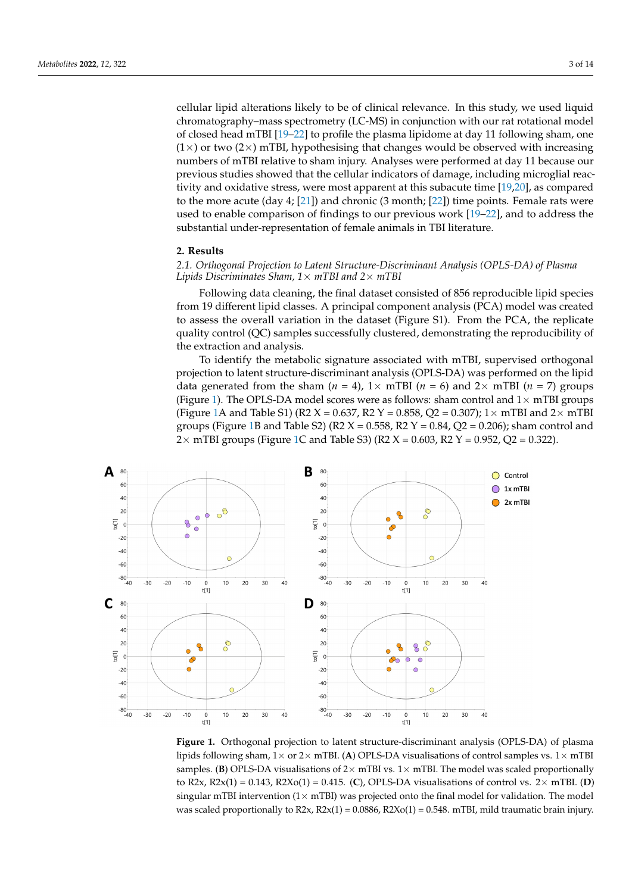cellular lipid alterations likely to be of clinical relevance. In this study, we used liquid chromatography–mass spectrometry (LC-MS) in conjunction with our rat rotational model of closed head mTBI [19–22] to profile the plasma lipidome at day 11 following sham, one (1×) or two (2×) mTBI, hypothesising that changes would be observed with increasing numbers of mTBI relative to sham injury. Analyses were performed at day 11 because our previous studies showed that the cellular indicators of damage, including microglial reactivity and oxidative stress, were most apparent at this subacute time [19,20], as compared to the more acute (day 4; [21]) and chronic (3 month; [22]) time points. Female rats were used to enable comparison of findings to our previous work [19–22], and to address the substantial under-representation of female animals in TBI literature.

## 2. Results

### 2.1. Orthogonal Projection to Latent Structure-Discriminant Analysis (OPLS-DA) of Plasma Lipids Discriminates Sham, 1× mTBI and 2× mTBI

Following data cleaning, the final dataset consisted of 856 reproducible lipid species from 19 different lipid classes. A principal component analysis (PCA) model was created to assess the overall variation in the dataset (Figure S1). From the PCA, the replicate quality control (QC) samples successfully clustered, demonstrating the reproducibility of the extraction and analysis.

To identify the metabolic signature associated with mTBI, supervised orthogonal projection to latent structure-discriminant analysis (OPLS-DA) was performed on the lipid data generated from the sham ($n$ = 4), 1× mTBI ($n$ = 6) and 2× mTBI ($n$ = 7) groups (Figure 1). The OPLS-DA model scores were as follows: sham control and 1× mTBI groups (Figure 1A and Table S1) (R2 X = 0.637, R2 Y = 0.858, Q2 = 0.307); 1× mTBI and 2× mTBI groups (Figure 1B and Table S2) (R2 X = 0.558, R2 Y = 0.84, Q2 = 0.206); sham control and 2× mTBI groups (Figure 1C and Table S3) (R2 X = 0.603, R2 Y = 0.952, Q2 = 0.322).

**Figure 1.** Orthogonal projection to latent structure-discriminant analysis (OPLS-DA) of plasma lipids following sham, 1× or 2× mTBI. (**A**) OPLS-DA visualisations of control samples vs. 1× mTBI samples. (**B**) OPLS-DA visualisations of 2× mTBI vs. 1× mTBI. The model was scaled proportionally to R2x, R2x(1) = 0.143, R2Xo(1) = 0.415. (**C**), OPLS-DA visualisations of control vs. 2× mTBI. (**D**) singular mTBI intervention (1× mTBI) was projected onto the final model for validation. The model was scaled proportionally to R2x, R2x(1) = 0.0886, R2Xo(1) = 0.548. mTBI, mild traumatic brain injury.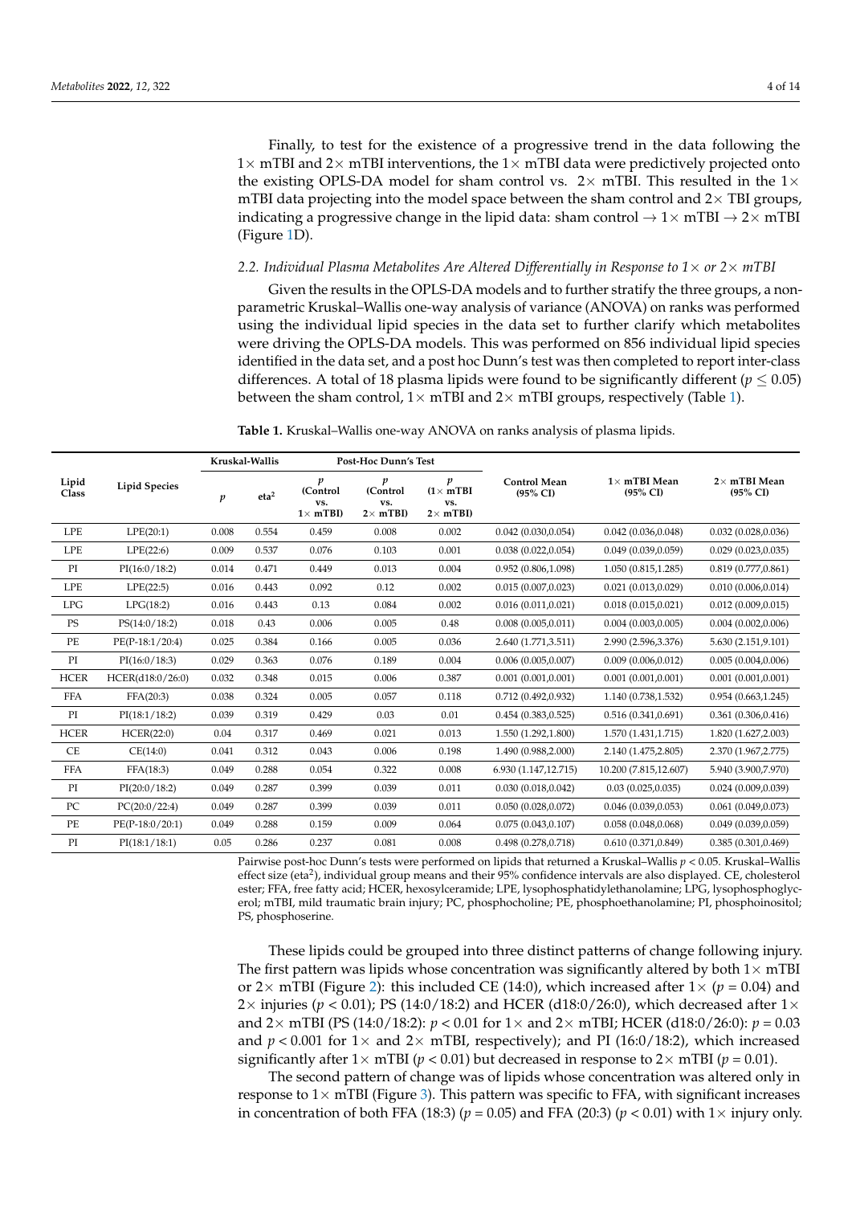Finally, to test for the existence of a progressive trend in the data following the 1× mTBI and 2× mTBI interventions, the 1× mTBI data were predictively projected onto the existing OPLS-DA model for sham control vs. 2× mTBI. This resulted in the 1× mTBI data projecting into the model space between the sham control and 2× TBI groups, indicating a progressive change in the lipid data: sham control → 1× mTBI → 2× mTBI (Figure 1D).

### 2.2. Individual Plasma Metabolites Are Altered Differentially in Response to 1× or 2× mTBI

Given the results in the OPLS-DA models and to further stratify the three groups, a non-parametric Kruskal–Wallis one-way analysis of variance (ANOVA) on ranks was performed using the individual lipid species in the data set to further clarify which metabolites were driving the OPLS-DA models. This was performed on 856 individual lipid species identified in the data set, and a post hoc Dunn's test was then completed to report inter-class differences. A total of 18 plasma lipids were found to be significantly different ($p \leq 0.05$) between the sham control, 1× mTBI and 2× mTBI groups, respectively (Table 1).

**Table 1.** Kruskal–Wallis one-way ANOVA on ranks analysis of plasma lipids.

| Lipid Class | Lipid Species | Kruskal-Wallis | | Post-Hoc Dunn's Test | | | Control Mean (95% CI) | 1× mTBI Mean (95% CI) | 2× mTBI Mean (95% CI) |
|---|---|---|---|---|---|---|---|---|---|
| | | $p$ | $eta^2$ | $p$ (Control vs. 1× mTBI) | $p$ (Control vs. 2× mTBI) | $p$ (1× mTBI vs. 2× mTBI) | | | |
| LPE | LPE(20:1) | 0.008 | 0.554 | 0.459 | 0.008 | 0.002 | 0.042 (0.030,0.054) | 0.042 (0.036,0.048) | 0.032 (0.028,0.036) |
| LPE | LPE(22:6) | 0.009 | 0.537 | 0.076 | 0.103 | 0.001 | 0.038 (0.022,0.054) | 0.049 (0.039,0.059) | 0.029 (0.023,0.035) |
| PI | PI(16:0/18:2) | 0.014 | 0.471 | 0.449 | 0.013 | 0.004 | 0.952 (0.806,1.098) | 1.050 (0.815,1.285) | 0.819 (0.777,0.861) |
| LPE | LPE(22:5) | 0.016 | 0.443 | 0.092 | 0.12 | 0.002 | 0.015 (0.007,0.023) | 0.021 (0.013,0.029) | 0.010 (0.006,0.014) |
| LPG | LPG(18:2) | 0.016 | 0.443 | 0.13 | 0.084 | 0.002 | 0.016 (0.011,0.021) | 0.018 (0.015,0.021) | 0.012 (0.009,0.015) |
| PS | PS(14:0/18:2) | 0.018 | 0.43 | 0.006 | 0.005 | 0.48 | 0.008 (0.005,0.011) | 0.004 (0.003,0.005) | 0.004 (0.002,0.006) |
| PE | PE(P-18:1/20:4) | 0.025 | 0.384 | 0.166 | 0.005 | 0.036 | 2.640 (1.771,3.511) | 2.990 (2.596,3.376) | 5.630 (2.151,9.101) |
| PI | PI(16:0/18:3) | 0.029 | 0.363 | 0.076 | 0.189 | 0.004 | 0.006 (0.005,0.007) | 0.009 (0.006,0.012) | 0.005 (0.004,0.006) |
| HCER | HCER(d18:0/26:0) | 0.032 | 0.348 | 0.015 | 0.006 | 0.387 | 0.001 (0.001,0.001) | 0.001 (0.001,0.001) | 0.001 (0.001,0.001) |
| FFA | FFA(20:3) | 0.038 | 0.324 | 0.005 | 0.057 | 0.118 | 0.712 (0.492,0.932) | 1.140 (0.738,1.532) | 0.954 (0.663,1.245) |
| PI | PI(18:1/18:2) | 0.039 | 0.319 | 0.429 | 0.03 | 0.01 | 0.454 (0.383,0.525) | 0.516 (0.341,0.691) | 0.361 (0.306,0.416) |
| HCER | HCER(22:0) | 0.04 | 0.317 | 0.469 | 0.021 | 0.013 | 1.550 (1.292,1.800) | 1.570 (1.431,1.715) | 1.820 (1.627,2.003) |
| CE | CE(14:0) | 0.041 | 0.312 | 0.043 | 0.006 | 0.198 | 1.490 (0.988,2.000) | 2.140 (1.475,2.805) | 2.370 (1.967,2.775) |
| FFA | FFA(18:3) | 0.049 | 0.288 | 0.054 | 0.322 | 0.008 | 6.930 (1.147,12.715) | 10.200 (7.815,12.607) | 5.940 (3.900,7.970) |
| PI | PI(20:0/18:2) | 0.049 | 0.287 | 0.399 | 0.039 | 0.011 | 0.030 (0.018,0.042) | 0.03 (0.025,0.035) | 0.024 (0.009,0.039) |
| PC | PC(20:0/22:4) | 0.049 | 0.287 | 0.399 | 0.039 | 0.011 | 0.050 (0.028,0.072) | 0.046 (0.039,0.053) | 0.061 (0.049,0.073) |
| PE | PE(P-18:0/20:1) | 0.049 | 0.288 | 0.159 | 0.009 | 0.064 | 0.075 (0.043,0.107) | 0.058 (0.048,0.068) | 0.049 (0.039,0.059) |
| PI | PI(18:1/18:1) | 0.05 | 0.286 | 0.237 | 0.081 | 0.008 | 0.498 (0.278,0.718) | 0.610 (0.371,0.849) | 0.385 (0.301,0.469) |

Pairwise post-hoc Dunn's tests were performed on lipids that returned a Kruskal–Wallis $p < 0.05$. Kruskal–Wallis effect size ($eta^2$), individual group means and their 95% confidence intervals are also displayed. CE, cholesterol ester; FFA, free fatty acid; HCER, hexosylceramide; LPE, lysophosphatidylethanolamine; LPG, lysophosphoglycerol; mTBI, mild traumatic brain injury; PC, phosphocholine; PE, phosphoethanolamine; PI, phosphoinositol; PS, phosphoserine.

These lipids could be grouped into three distinct patterns of change following injury. The first pattern was lipids whose concentration was significantly altered by both 1× mTBI or 2× mTBI (Figure 2): this included CE (14:0), which increased after 1× ($p = 0.04$) and 2× injuries ($p < 0.01$); PS (14:0/18:2) and HCER (d18:0/26:0), which decreased after 1× and 2× mTBI (PS (14:0/18:2): $p < 0.01$ for 1× and 2× mTBI; HCER (d18:0/26:0): $p = 0.03$ and $p < 0.001$ for 1× and 2× mTBI, respectively); and PI (16:0/18:2), which increased significantly after 1× mTBI ($p < 0.01$) but decreased in response to 2× mTBI ($p = 0.01$).

The second pattern of change was of lipids whose concentration was altered only in response to 1× mTBI (Figure 3). This pattern was specific to FFA, with significant increases in concentration of both FFA (18:3) ($p = 0.05$) and FFA (20:3) ($p < 0.01$) with 1× injury only.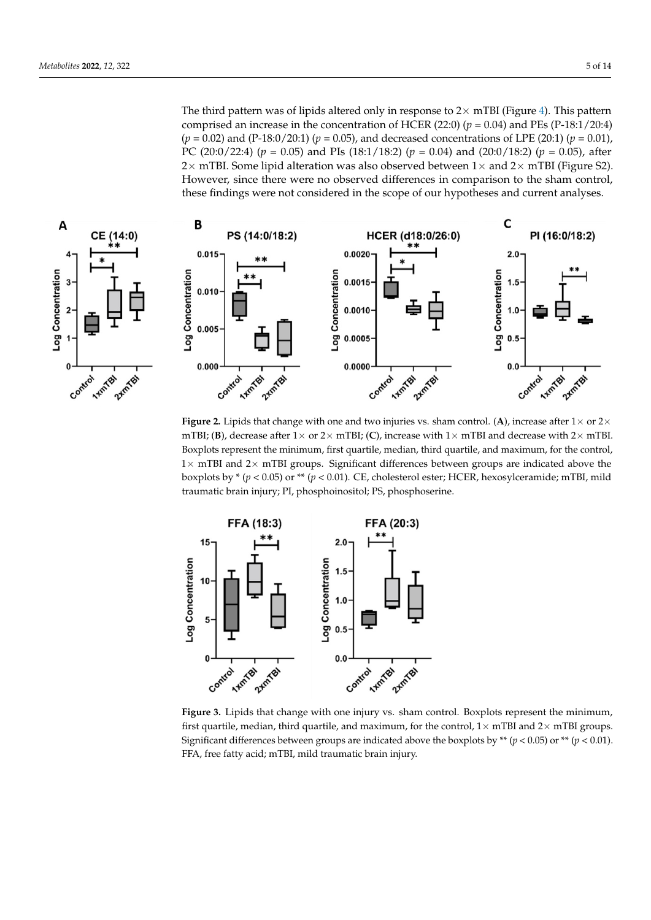The third pattern was of lipids altered only in response to 2× mTBI (Figure 4). This pattern comprised an increase in the concentration of HCER (22:0) ($p = 0.04$) and PEs (P-18:1/20:4) ($p = 0.02$) and (P-18:0/20:1) ($p = 0.05$), and decreased concentrations of LPE (20:1) ($p = 0.01$), PC (20:0/22:4) ($p = 0.05$) and PIs (18:1/18:2) ($p = 0.04$) and (20:0/18:2) ($p = 0.05$), after 2× mTBI. Some lipid alteration was also observed between 1× and 2× mTBI (Figure S2). However, since there were no observed differences in comparison to the sham control, these findings were not considered in the scope of our hypotheses and current analyses.

**Figure 2.** Lipids that change with one and two injuries vs. sham control. (**A**), increase after 1× or 2× mTBI; (**B**), decrease after 1× or 2× mTBI; (**C**), increase with 1× mTBI and decrease with 2× mTBI. Boxplots represent the minimum, first quartile, median, third quartile, and maximum, for the control, 1× mTBI and 2× mTBI groups. Significant differences between groups are indicated above the boxplots by * ($p < 0.05$) or ** ($p < 0.01$). CE, cholesterol ester; HCER, hexosylceramide; mTBI, mild traumatic brain injury; PI, phosphoinositol; PS, phosphoserine.

**Figure 3.** Lipids that change with one injury vs. sham control. Boxplots represent the minimum, first quartile, median, third quartile, and maximum, for the control, 1× mTBI and 2× mTBI groups. Significant differences between groups are indicated above the boxplots by ** ($p < 0.05$) or ** ($p < 0.01$). FFA, free fatty acid; mTBI, mild traumatic brain injury.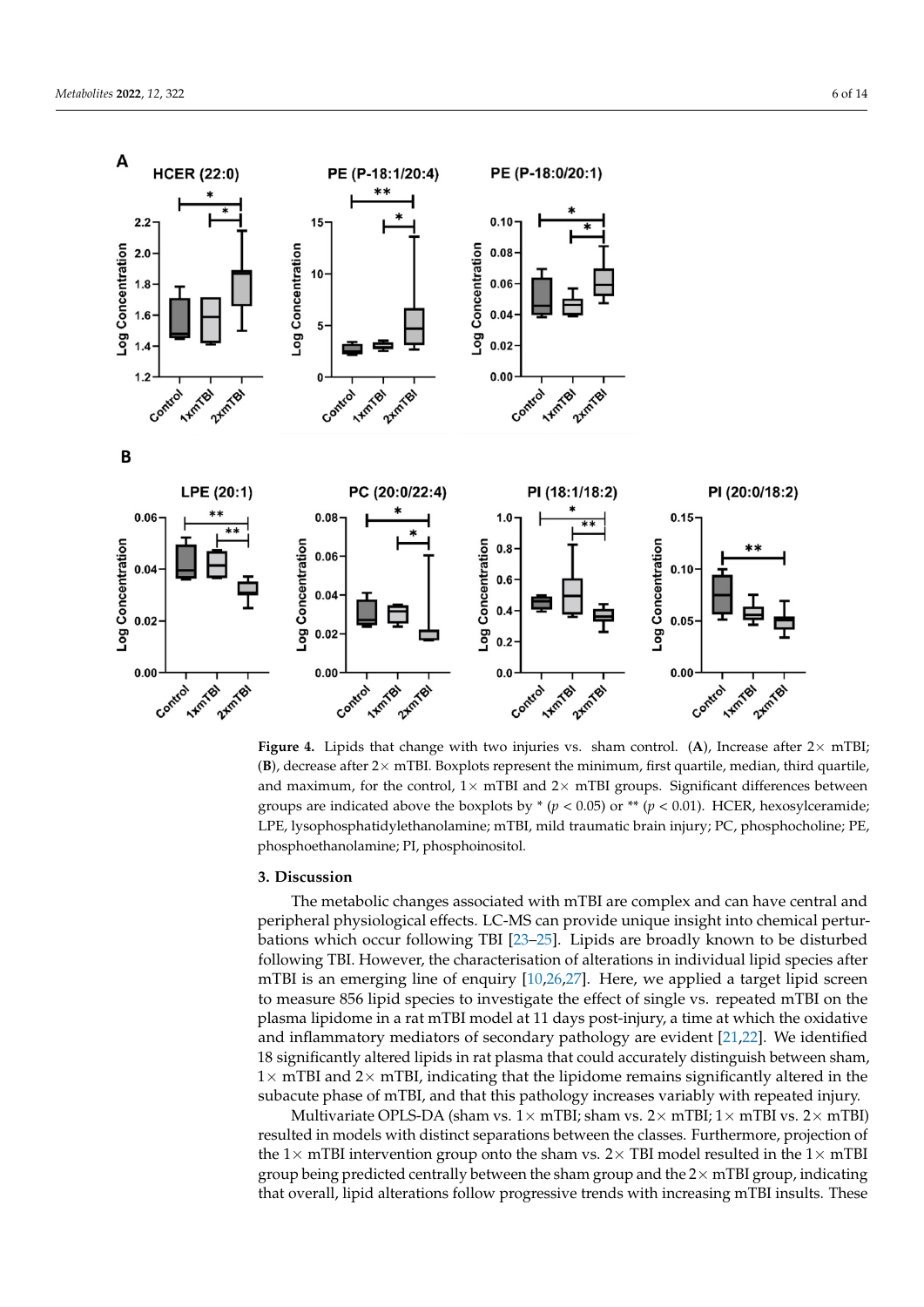**Figure 4.** Lipids that change with two injuries vs. sham control. (**A**), Increase after 2× mTBI; (**B**), decrease after 2× mTBI. Boxplots represent the minimum, first quartile, median, third quartile, and maximum, for the control, 1× mTBI and 2× mTBI groups. Significant differences between groups are indicated above the boxplots by * ($p < 0.05$) or ** ($p < 0.01$). HCER, hexosylceramide; LPE, lysophosphatidylethanolamine; mTBI, mild traumatic brain injury; PC, phosphocholine; PE, phosphoethanolamine; PI, phosphoinositol.

## 3. Discussion

The metabolic changes associated with mTBI are complex and can have central and peripheral physiological effects. LC-MS can provide unique insight into chemical perturbations which occur following TBI [23–25]. Lipids are broadly known to be disturbed following TBI. However, the characterisation of alterations in individual lipid species after mTBI is an emerging line of enquiry [10,26,27]. Here, we applied a target lipid screen to measure 856 lipid species to investigate the effect of single vs. repeated mTBI on the plasma lipidome in a rat mTBI model at 11 days post-injury, a time at which the oxidative and inflammatory mediators of secondary pathology are evident [21,22]. We identified 18 significantly altered lipids in rat plasma that could accurately distinguish between sham, 1× mTBI and 2× mTBI, indicating that the lipidome remains significantly altered in the subacute phase of mTBI, and that this pathology increases variably with repeated injury.

Multivariate OPLS-DA (sham vs. 1× mTBI; sham vs. 2× mTBI; 1× mTBI vs. 2× mTBI) resulted in models with distinct separations between the classes. Furthermore, projection of the 1× mTBI intervention group onto the sham vs. 2× TBI model resulted in the 1× mTBI group being predicted centrally between the sham group and the 2× mTBI group, indicating that overall, lipid alterations follow progressive trends with increasing mTBI insults. These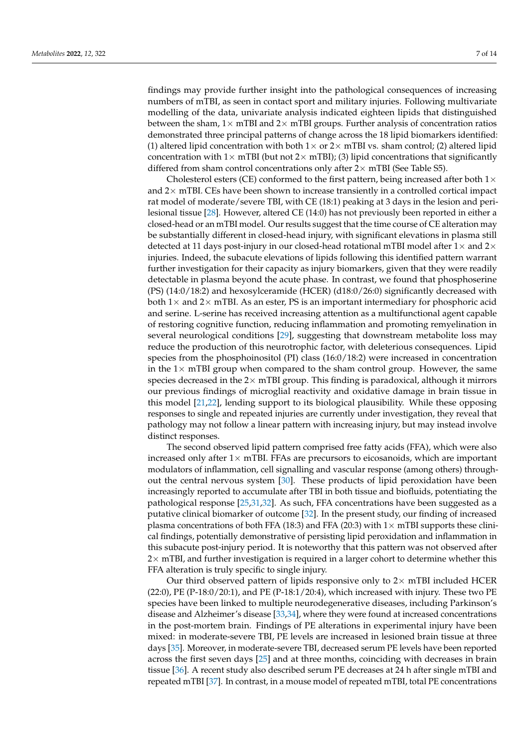findings may provide further insight into the pathological consequences of increasing numbers of mTBI, as seen in contact sport and military injuries. Following multivariate modelling of the data, univariate analysis indicated eighteen lipids that distinguished between the sham, 1× mTBI and 2× mTBI groups. Further analysis of concentration ratios demonstrated three principal patterns of change across the 18 lipid biomarkers identified: (1) altered lipid concentration with both 1× or 2× mTBI vs. sham control; (2) altered lipid concentration with 1× mTBI (but not 2× mTBI); (3) lipid concentrations that significantly differed from sham control concentrations only after 2× mTBI (See Table S5).

Cholesterol esters (CE) conformed to the first pattern, being increased after both 1× and 2× mTBI. CEs have been shown to increase transiently in a controlled cortical impact rat model of moderate/severe TBI, with CE (18:1) peaking at 3 days in the lesion and perilesional tissue [28]. However, altered CE (14:0) has not previously been reported in either a closed-head or an mTBI model. Our results suggest that the time course of CE alteration may be substantially different in closed-head injury, with significant elevations in plasma still detected at 11 days post-injury in our closed-head rotational mTBI model after 1× and 2× injuries. Indeed, the subacute elevations of lipids following this identified pattern warrant further investigation for their capacity as injury biomarkers, given that they were readily detectable in plasma beyond the acute phase. In contrast, we found that phosphoserine (PS) (14:0/18:2) and hexosylceramide (HCER) (d18:0/26:0) significantly decreased with both 1× and 2× mTBI. As an ester, PS is an important intermediary for phosphoric acid and serine. L-serine has received increasing attention as a multifunctional agent capable of restoring cognitive function, reducing inflammation and promoting remyelination in several neurological conditions [29], suggesting that downstream metabolite loss may reduce the production of this neurotrophic factor, with deleterious consequences. Lipid species from the phosphoinositol (PI) class (16:0/18:2) were increased in concentration in the 1× mTBI group when compared to the sham control group. However, the same species decreased in the 2× mTBI group. This finding is paradoxical, although it mirrors our previous findings of microglial reactivity and oxidative damage in brain tissue in this model [21,22], lending support to its biological plausibility. While these opposing responses to single and repeated injuries are currently under investigation, they reveal that pathology may not follow a linear pattern with increasing injury, but may instead involve distinct responses.

The second observed lipid pattern comprised free fatty acids (FFA), which were also increased only after 1× mTBI. FFAs are precursors to eicosanoids, which are important modulators of inflammation, cell signalling and vascular response (among others) throughout the central nervous system [30]. These products of lipid peroxidation have been increasingly reported to accumulate after TBI in both tissue and biofluids, potentiating the pathological response [25,31,32]. As such, FFA concentrations have been suggested as a putative clinical biomarker of outcome [32]. In the present study, our finding of increased plasma concentrations of both FFA (18:3) and FFA (20:3) with 1× mTBI supports these clinical findings, potentially demonstrative of persisting lipid peroxidation and inflammation in this subacute post-injury period. It is noteworthy that this pattern was not observed after 2× mTBI, and further investigation is required in a larger cohort to determine whether this FFA alteration is truly specific to single injury.

Our third observed pattern of lipids responsive only to 2× mTBI included HCER (22:0), PE (P-18:0/20:1), and PE (P-18:1/20:4), which increased with injury. These two PE species have been linked to multiple neurodegenerative diseases, including Parkinson's disease and Alzheimer's disease [33,34], where they were found at increased concentrations in the post-mortem brain. Findings of PE alterations in experimental injury have been mixed: in moderate-severe TBI, PE levels are increased in lesioned brain tissue at three days [35]. Moreover, in moderate-severe TBI, decreased serum PE levels have been reported across the first seven days [25] and at three months, coinciding with decreases in brain tissue [36]. A recent study also described serum PE decreases at 24 h after single mTBI and repeated mTBI [37]. In contrast, in a mouse model of repeated mTBI, total PE concentrations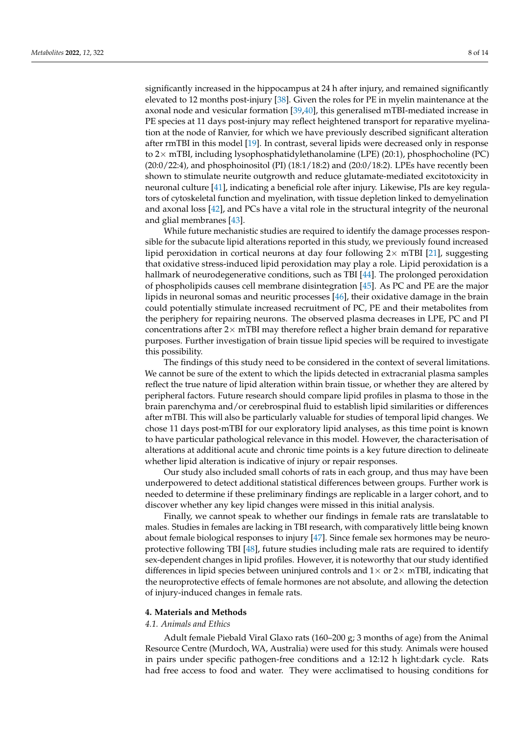significantly increased in the hippocampus at 24 h after injury, and remained significantly elevated to 12 months post-injury [38]. Given the roles for PE in myelin maintenance at the axonal node and vesicular formation [39,40], this generalised mTBI-mediated increase in PE species at 11 days post-injury may reflect heightened transport for reparative myelination at the node of Ranvier, for which we have previously described significant alteration after rmTBI in this model [19]. In contrast, several lipids were decreased only in response to 2× mTBI, including lysophosphatidylethanolamine (LPE) (20:1), phosphocholine (PC) (20:0/22:4), and phosphoinositol (PI) (18:1/18:2) and (20:0/18:2). LPEs have recently been shown to stimulate neurite outgrowth and reduce glutamate-mediated excitotoxicity in neuronal culture [41], indicating a beneficial role after injury. Likewise, PIs are key regulators of cytoskeletal function and myelination, with tissue depletion linked to demyelination and axonal loss [42], and PCs have a vital role in the structural integrity of the neuronal and glial membranes [43].

While future mechanistic studies are required to identify the damage processes responsible for the subacute lipid alterations reported in this study, we previously found increased lipid peroxidation in cortical neurons at day four following 2× mTBI [21], suggesting that oxidative stress-induced lipid peroxidation may play a role. Lipid peroxidation is a hallmark of neurodegenerative conditions, such as TBI [44]. The prolonged peroxidation of phospholipids causes cell membrane disintegration [45]. As PC and PE are the major lipids in neuronal somas and neuritic processes [46], their oxidative damage in the brain could potentially stimulate increased recruitment of PC, PE and their metabolites from the periphery for repairing neurons. The observed plasma decreases in LPE, PC and PI concentrations after 2× mTBI may therefore reflect a higher brain demand for reparative purposes. Further investigation of brain tissue lipid species will be required to investigate this possibility.

The findings of this study need to be considered in the context of several limitations. We cannot be sure of the extent to which the lipids detected in extracranial plasma samples reflect the true nature of lipid alteration within brain tissue, or whether they are altered by peripheral factors. Future research should compare lipid profiles in plasma to those in the brain parenchyma and/or cerebrospinal fluid to establish lipid similarities or differences after mTBI. This will also be particularly valuable for studies of temporal lipid changes. We chose 11 days post-mTBI for our exploratory lipid analyses, as this time point is known to have particular pathological relevance in this model. However, the characterisation of alterations at additional acute and chronic time points is a key future direction to delineate whether lipid alteration is indicative of injury or repair responses.

Our study also included small cohorts of rats in each group, and thus may have been underpowered to detect additional statistical differences between groups. Further work is needed to determine if these preliminary findings are replicable in a larger cohort, and to discover whether any key lipid changes were missed in this initial analysis.

Finally, we cannot speak to whether our findings in female rats are translatable to males. Studies in females are lacking in TBI research, with comparatively little being known about female biological responses to injury [47]. Since female sex hormones may be neuroprotective following TBI [48], future studies including male rats are required to identify sex-dependent changes in lipid profiles. However, it is noteworthy that our study identified differences in lipid species between uninjured controls and 1× or 2× mTBI, indicating that the neuroprotective effects of female hormones are not absolute, and allowing the detection of injury-induced changes in female rats.

## 4. Materials and Methods

### *4.1. Animals and Ethics*

Adult female Piebald Viral Glaxo rats (160–200 g; 3 months of age) from the Animal Resource Centre (Murdoch, WA, Australia) were used for this study. Animals were housed in pairs under specific pathogen-free conditions and a 12:12 h light:dark cycle. Rats had free access to food and water. They were acclimatised to housing conditions for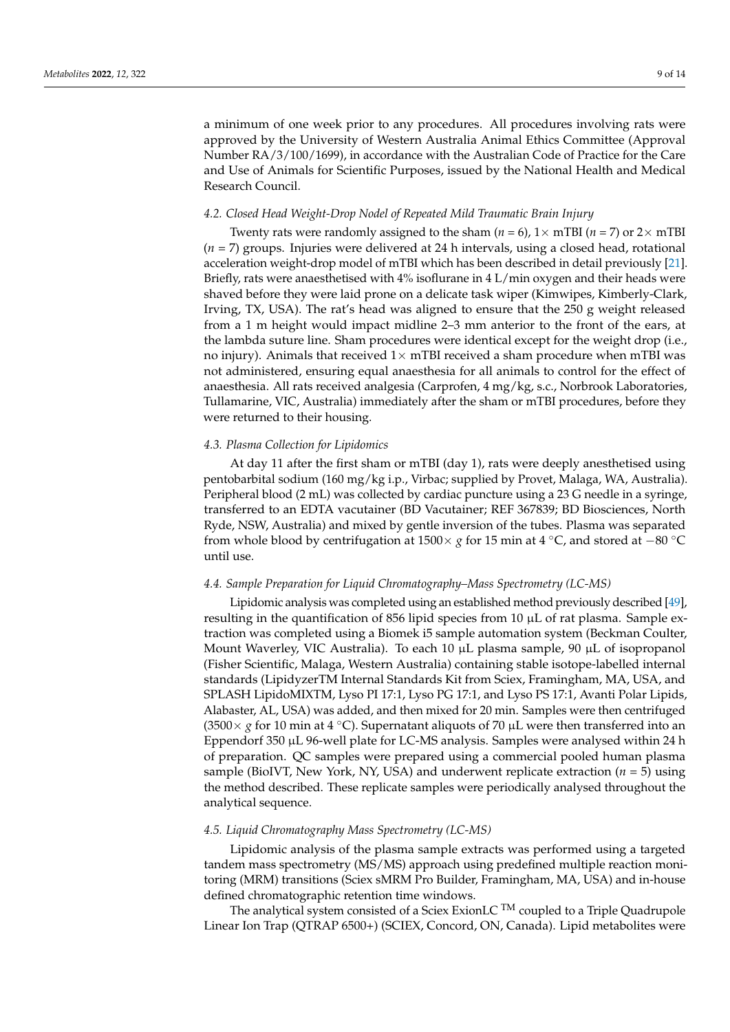a minimum of one week prior to any procedures. All procedures involving rats were approved by the University of Western Australia Animal Ethics Committee (Approval Number RA/3/100/1699), in accordance with the Australian Code of Practice for the Care and Use of Animals for Scientific Purposes, issued by the National Health and Medical Research Council.

### *4.2. Closed Head Weight-Drop Nodel of Repeated Mild Traumatic Brain Injury*

Twenty rats were randomly assigned to the sham ($n$ = 6), 1× mTBI ($n$ = 7) or 2× mTBI ($n$ = 7) groups. Injuries were delivered at 24 h intervals, using a closed head, rotational acceleration weight-drop model of mTBI which has been described in detail previously [21]. Briefly, rats were anaesthetised with 4% isoflurane in 4 L/min oxygen and their heads were shaved before they were laid prone on a delicate task wiper (Kimwipes, Kimberly-Clark, Irving, TX, USA). The rat's head was aligned to ensure that the 250 g weight released from a 1 m height would impact midline 2–3 mm anterior to the front of the ears, at the lambda suture line. Sham procedures were identical except for the weight drop (i.e., no injury). Animals that received 1× mTBI received a sham procedure when mTBI was not administered, ensuring equal anaesthesia for all animals to control for the effect of anaesthesia. All rats received analgesia (Carprofen, 4 mg/kg, s.c., Norbrook Laboratories, Tullamarine, VIC, Australia) immediately after the sham or mTBI procedures, before they were returned to their housing.

### *4.3. Plasma Collection for Lipidomics*

At day 11 after the first sham or mTBI (day 1), rats were deeply anesthetised using pentobarbital sodium (160 mg/kg i.p., Virbac; supplied by Provet, Malaga, WA, Australia). Peripheral blood (2 mL) was collected by cardiac puncture using a 23 G needle in a syringe, transferred to an EDTA vacutainer (BD Vacutainer; REF 367839; BD Biosciences, North Ryde, NSW, Australia) and mixed by gentle inversion of the tubes. Plasma was separated from whole blood by centrifugation at 1500× $g$ for 15 min at 4 °C, and stored at −80 °C until use.

### *4.4. Sample Preparation for Liquid Chromatography–Mass Spectrometry (LC-MS)*

Lipidomic analysis was completed using an established method previously described [49], resulting in the quantification of 856 lipid species from 10 µL of rat plasma. Sample extraction was completed using a Biomek i5 sample automation system (Beckman Coulter, Mount Waverley, VIC Australia). To each 10 µL plasma sample, 90 µL of isopropanol (Fisher Scientific, Malaga, Western Australia) containing stable isotope-labelled internal standards (LipidyzerTM Internal Standards Kit from Sciex, Framingham, MA, USA, and SPLASH LipidoMIXTM, Lyso PI 17:1, Lyso PG 17:1, and Lyso PS 17:1, Avanti Polar Lipids, Alabaster, AL, USA) was added, and then mixed for 20 min. Samples were then centrifuged (3500× $g$ for 10 min at 4 °C). Supernatant aliquots of 70 µL were then transferred into an Eppendorf 350 µL 96-well plate for LC-MS analysis. Samples were analysed within 24 h of preparation. QC samples were prepared using a commercial pooled human plasma sample (BioIVT, New York, NY, USA) and underwent replicate extraction ($n$ = 5) using the method described. These replicate samples were periodically analysed throughout the analytical sequence.

### *4.5. Liquid Chromatography Mass Spectrometry (LC-MS)*

Lipidomic analysis of the plasma sample extracts was performed using a targeted tandem mass spectrometry (MS/MS) approach using predefined multiple reaction monitoring (MRM) transitions (Sciex sMRM Pro Builder, Framingham, MA, USA) and in-house defined chromatographic retention time windows.

The analytical system consisted of a Sciex ExionLC TM coupled to a Triple Quadrupole Linear Ion Trap (QTRAP 6500+) (SCIEX, Concord, ON, Canada). Lipid metabolites were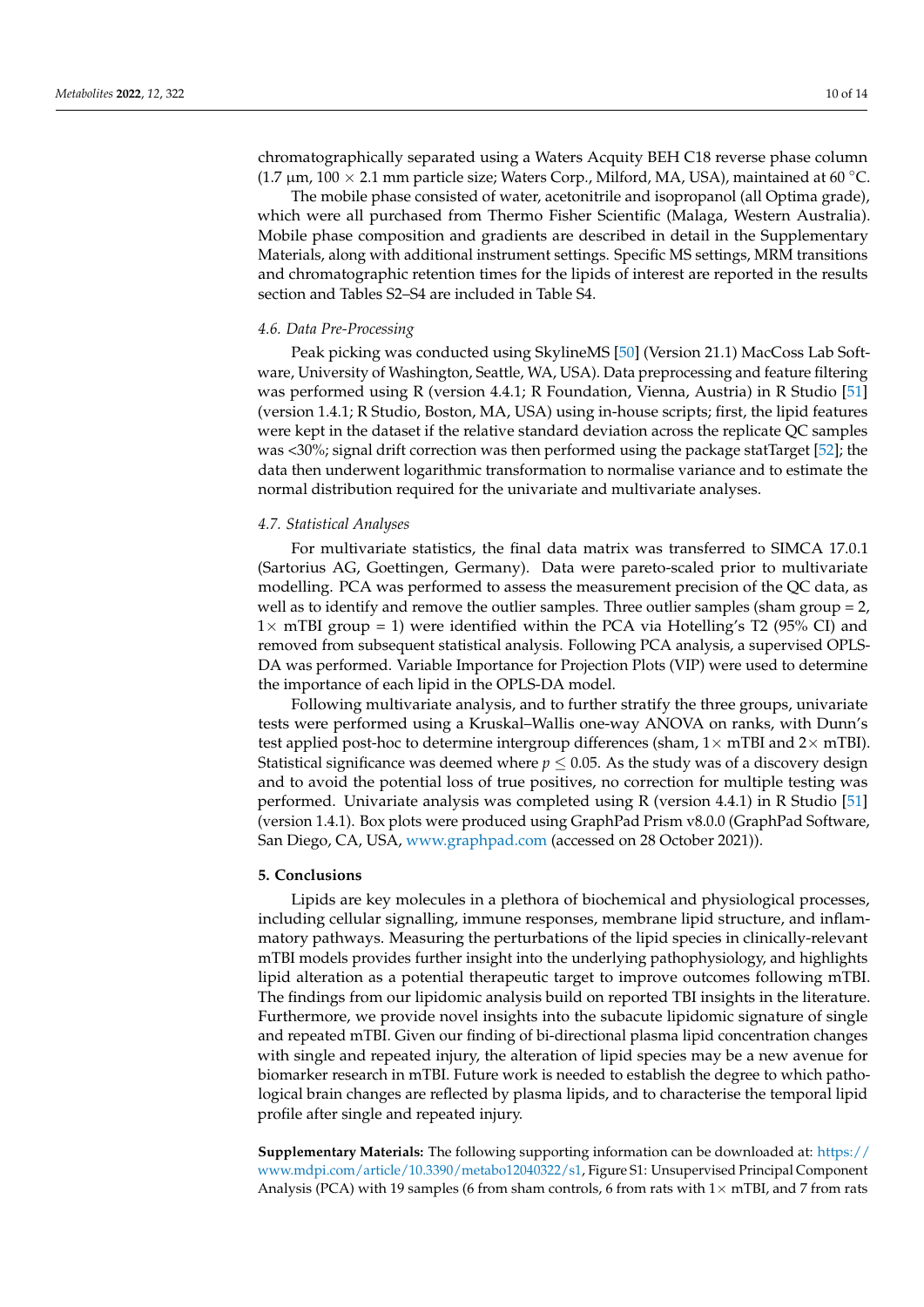chromatographically separated using a Waters Acquity BEH C18 reverse phase column (1.7 µm, 100 × 2.1 mm particle size; Waters Corp., Milford, MA, USA), maintained at 60 °C.

The mobile phase consisted of water, acetonitrile and isopropanol (all Optima grade), which were all purchased from Thermo Fisher Scientific (Malaga, Western Australia). Mobile phase composition and gradients are described in detail in the Supplementary Materials, along with additional instrument settings. Specific MS settings, MRM transitions and chromatographic retention times for the lipids of interest are reported in the results section and Tables S2–S4 are included in Table S4.

### 4.6. Data Pre-Processing

Peak picking was conducted using SkylineMS [50] (Version 21.1) MacCoss Lab Software, University of Washington, Seattle, WA, USA). Data preprocessing and feature filtering was performed using R (version 4.4.1; R Foundation, Vienna, Austria) in R Studio [51] (version 1.4.1; R Studio, Boston, MA, USA) using in-house scripts; first, the lipid features were kept in the dataset if the relative standard deviation across the replicate QC samples was <30%; signal drift correction was then performed using the package statTarget [52]; the data then underwent logarithmic transformation to normalise variance and to estimate the normal distribution required for the univariate and multivariate analyses.

### 4.7. Statistical Analyses

For multivariate statistics, the final data matrix was transferred to SIMCA 17.0.1 (Sartorius AG, Goettingen, Germany). Data were pareto-scaled prior to multivariate modelling. PCA was performed to assess the measurement precision of the QC data, as well as to identify and remove the outlier samples. Three outlier samples (sham group = 2, 1× mTBI group = 1) were identified within the PCA via Hotelling's T2 (95% CI) and removed from subsequent statistical analysis. Following PCA analysis, a supervised OPLS-DA was performed. Variable Importance for Projection Plots (VIP) were used to determine the importance of each lipid in the OPLS-DA model.

Following multivariate analysis, and to further stratify the three groups, univariate tests were performed using a Kruskal–Wallis one-way ANOVA on ranks, with Dunn's test applied post-hoc to determine intergroup differences (sham, 1× mTBI and 2× mTBI). Statistical significance was deemed where $p \leq 0.05$. As the study was of a discovery design and to avoid the potential loss of true positives, no correction for multiple testing was performed. Univariate analysis was completed using R (version 4.4.1) in R Studio [51] (version 1.4.1). Box plots were produced using GraphPad Prism v8.0.0 (GraphPad Software, San Diego, CA, USA, www.graphpad.com (accessed on 28 October 2021)).

## 5. Conclusions

Lipids are key molecules in a plethora of biochemical and physiological processes, including cellular signalling, immune responses, membrane lipid structure, and inflammatory pathways. Measuring the perturbations of the lipid species in clinically-relevant mTBI models provides further insight into the underlying pathophysiology, and highlights lipid alteration as a potential therapeutic target to improve outcomes following mTBI. The findings from our lipidomic analysis build on reported TBI insights in the literature. Furthermore, we provide novel insights into the subacute lipidomic signature of single and repeated mTBI. Given our finding of bi-directional plasma lipid concentration changes with single and repeated injury, the alteration of lipid species may be a new avenue for biomarker research in mTBI. Future work is needed to establish the degree to which pathological brain changes are reflected by plasma lipids, and to characterise the temporal lipid profile after single and repeated injury.

**Supplementary Materials:** The following supporting information can be downloaded at: https://www.mdpi.com/article/10.3390/metabo12040322/s1, Figure S1: Unsupervised Principal Component Analysis (PCA) with 19 samples (6 from sham controls, 6 from rats with 1× mTBI, and 7 from rats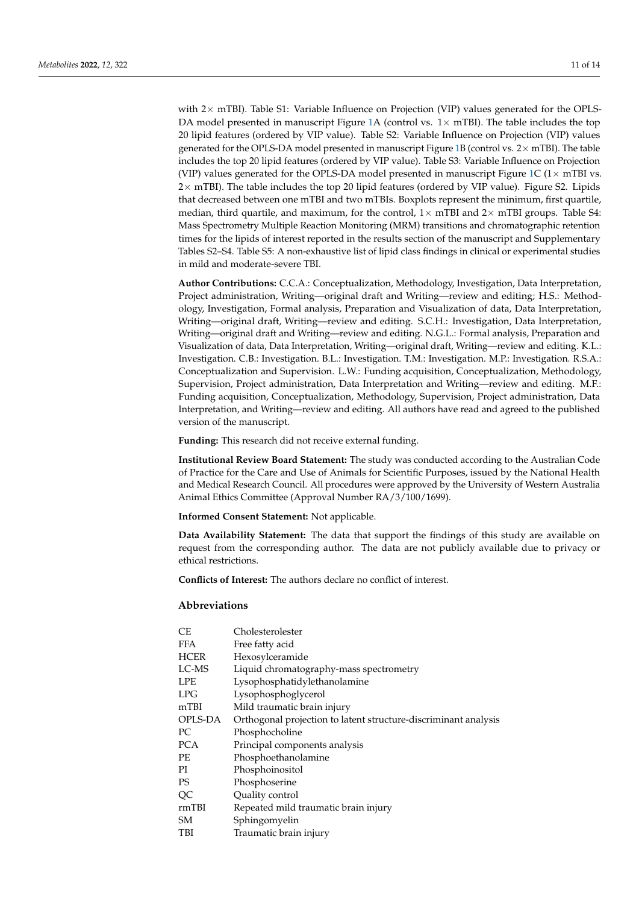with 2× mTBI). Table S1: Variable Influence on Projection (VIP) values generated for the OPLS-DA model presented in manuscript Figure 1A (control vs. 1× mTBI). The table includes the top 20 lipid features (ordered by VIP value). Table S2: Variable Influence on Projection (VIP) values generated for the OPLS-DA model presented in manuscript Figure 1B (control vs. 2× mTBI). The table includes the top 20 lipid features (ordered by VIP value). Table S3: Variable Influence on Projection (VIP) values generated for the OPLS-DA model presented in manuscript Figure 1C (1× mTBI vs. 2× mTBI). The table includes the top 20 lipid features (ordered by VIP value). Figure S2. Lipids that decreased between one mTBI and two mTBIs. Boxplots represent the minimum, first quartile, median, third quartile, and maximum, for the control, 1× mTBI and 2× mTBI groups. Table S4: Mass Spectrometry Multiple Reaction Monitoring (MRM) transitions and chromatographic retention times for the lipids of interest reported in the results section of the manuscript and Supplementary Tables S2–S4. Table S5: A non-exhaustive list of lipid class findings in clinical or experimental studies in mild and moderate-severe TBI.

**Author Contributions:** C.C.A.: Conceptualization, Methodology, Investigation, Data Interpretation, Project administration, Writing—original draft and Writing—review and editing; H.S.: Methodology, Investigation, Formal analysis, Preparation and Visualization of data, Data Interpretation, Writing—original draft, Writing—review and editing. S.C.H.: Investigation, Data Interpretation, Writing—original draft and Writing—review and editing. N.G.L.: Formal analysis, Preparation and Visualization of data, Data Interpretation, Writing—original draft, Writing—review and editing. K.L.: Investigation. C.B.: Investigation. B.L.: Investigation. T.M.: Investigation. M.P.: Investigation. R.S.A.: Conceptualization and Supervision. L.W.: Funding acquisition, Conceptualization, Methodology, Supervision, Project administration, Data Interpretation and Writing—review and editing. M.F.: Funding acquisition, Conceptualization, Methodology, Supervision, Project administration, Data Interpretation, and Writing—review and editing. All authors have read and agreed to the published version of the manuscript.

**Funding:** This research did not receive external funding.

**Institutional Review Board Statement:** The study was conducted according to the Australian Code of Practice for the Care and Use of Animals for Scientific Purposes, issued by the National Health and Medical Research Council. All procedures were approved by the University of Western Australia Animal Ethics Committee (Approval Number RA/3/100/1699).

**Informed Consent Statement:** Not applicable.

**Data Availability Statement:** The data that support the findings of this study are available on request from the corresponding author. The data are not publicly available due to privacy or ethical restrictions.

**Conflicts of Interest:** The authors declare no conflict of interest.

## Abbreviations

| | |
|---|---|
| CE | Cholesterolester |
| FFA | Free fatty acid |
| HCER | Hexosylceramide |
| LC-MS | Liquid chromatography-mass spectrometry |
| LPE | Lysophosphatidylethanolamine |
| LPG | Lysophosphoglycerol |
| mTBI | Mild traumatic brain injury |
| OPLS-DA | Orthogonal projection to latent structure-discriminant analysis |
| PC | Phosphocholine |
| PCA | Principal components analysis |
| PE | Phosphoethanolamine |
| PI | Phosphoinositol |
| PS | Phosphoserine |
| QC | Quality control |
| rmTBI | Repeated mild traumatic brain injury |
| SM | Sphingomyelin |
| TBI | Traumatic brain injury |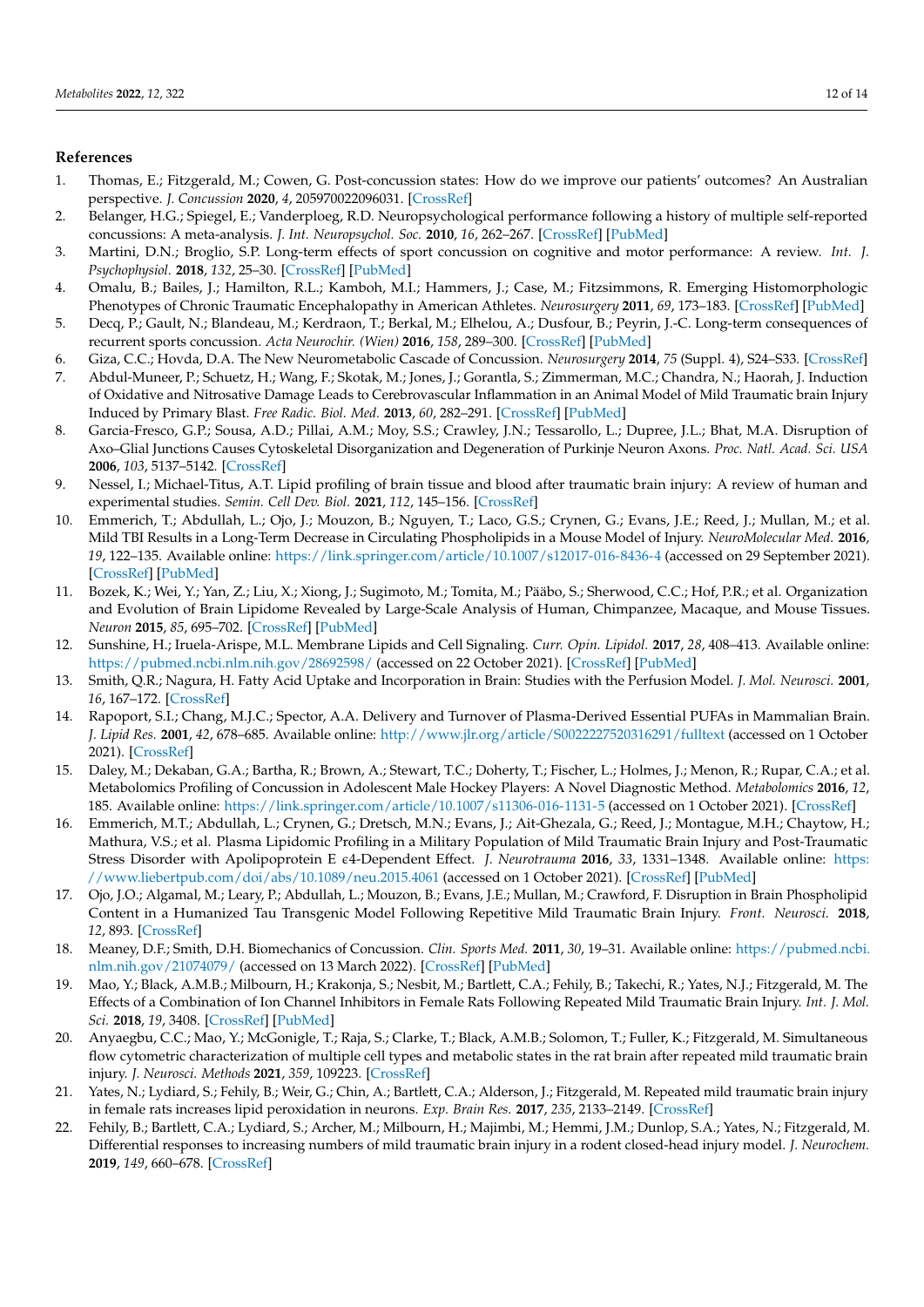## References

1. Thomas, E.; Fitzgerald, M.; Cowen, G. Post-concussion states: How do we improve our patients' outcomes? An Australian perspective. *J. Concussion* **2020**, *4*, 205970022096031. [CrossRef]
2. Belanger, H.G.; Spiegel, E.; Vanderploeg, R.D. Neuropsychological performance following a history of multiple self-reported concussions: A meta-analysis. *J. Int. Neuropsychol. Soc.* **2010**, *16*, 262–267. [CrossRef] [PubMed]
3. Martini, D.N.; Broglio, S.P. Long-term effects of sport concussion on cognitive and motor performance: A review. *Int. J. Psychophysiol.* **2018**, *132*, 25–30. [CrossRef] [PubMed]
4. Omalu, B.; Bailes, J.; Hamilton, R.L.; Kamboh, M.I.; Hammers, J.; Case, M.; Fitzsimmons, R. Emerging Histomorphologic Phenotypes of Chronic Traumatic Encephalopathy in American Athletes. *Neurosurgery* **2011**, *69*, 173–183. [CrossRef] [PubMed]
5. Decq, P.; Gault, N.; Blandeau, M.; Kerdraon, T.; Berkal, M.; Elhelou, A.; Dusfour, B.; Peyrin, J.-C. Long-term consequences of recurrent sports concussion. *Acta Neurochir. (Wien)* **2016**, *158*, 289–300. [CrossRef] [PubMed]
6. Giza, C.C.; Hovda, D.A. The New Neurometabolic Cascade of Concussion. *Neurosurgery* **2014**, *75* (Suppl. 4), S24–S33. [CrossRef]
7. Abdul-Muneer, P.; Schuetz, H.; Wang, F.; Skotak, M.; Jones, J.; Gorantla, S.; Zimmerman, M.C.; Chandra, N.; Haorah, J. Induction of Oxidative and Nitrosative Damage Leads to Cerebrovascular Inflammation in an Animal Model of Mild Traumatic brain Injury Induced by Primary Blast. *Free Radic. Biol. Med.* **2013**, *60*, 282–291. [CrossRef] [PubMed]
8. Garcia-Fresco, G.P.; Sousa, A.D.; Pillai, A.M.; Moy, S.S.; Crawley, J.N.; Tessarollo, L.; Dupree, J.L.; Bhat, M.A. Disruption of Axo–Glial Junctions Causes Cytoskeletal Disorganization and Degeneration of Purkinje Neuron Axons. *Proc. Natl. Acad. Sci. USA* **2006**, *103*, 5137–5142. [CrossRef]
9. Nessel, I.; Michael-Titus, A.T. Lipid profiling of brain tissue and blood after traumatic brain injury: A review of human and experimental studies. *Semin. Cell Dev. Biol.* **2021**, *112*, 145–156. [CrossRef]
10. Emmerich, T.; Abdullah, L.; Ojo, J.; Mouzon, B.; Nguyen, T.; Laco, G.S.; Crynen, G.; Evans, J.E.; Reed, J.; Mullan, M.; et al. Mild TBI Results in a Long-Term Decrease in Circulating Phospholipids in a Mouse Model of Injury. *NeuroMolecular Med.* **2016**, *19*, 122–135. Available online: https://link.springer.com/article/10.1007/s12017-016-8436-4 (accessed on 29 September 2021). [CrossRef] [PubMed]
11. Bozek, K.; Wei, Y.; Yan, Z.; Liu, X.; Xiong, J.; Sugimoto, M.; Tomita, M.; Pääbo, S.; Sherwood, C.C.; Hof, P.R.; et al. Organization and Evolution of Brain Lipidome Revealed by Large-Scale Analysis of Human, Chimpanzee, Macaque, and Mouse Tissues. *Neuron* **2015**, *85*, 695–702. [CrossRef] [PubMed]
12. Sunshine, H.; Iruela-Arispe, M.L. Membrane Lipids and Cell Signaling. *Curr. Opin. Lipidol.* **2017**, *28*, 408–413. Available online: https://pubmed.ncbi.nlm.nih.gov/28692598/ (accessed on 22 October 2021). [CrossRef] [PubMed]
13. Smith, Q.R.; Nagura, H. Fatty Acid Uptake and Incorporation in Brain: Studies with the Perfusion Model. *J. Mol. Neurosci.* **2001**, *16*, 167–172. [CrossRef]
14. Rapoport, S.I.; Chang, M.J.C.; Spector, A.A. Delivery and Turnover of Plasma-Derived Essential PUFAs in Mammalian Brain. *J. Lipid Res.* **2001**, *42*, 678–685. Available online: http://www.jlr.org/article/S0022227520316291/fulltext (accessed on 1 October 2021). [CrossRef]
15. Daley, M.; Dekaban, G.A.; Bartha, R.; Brown, A.; Stewart, T.C.; Doherty, T.; Fischer, L.; Holmes, J.; Menon, R.; Rupar, C.A.; et al. Metabolomics Profiling of Concussion in Adolescent Male Hockey Players: A Novel Diagnostic Method. *Metabolomics* **2016**, *12*, 185. Available online: https://link.springer.com/article/10.1007/s11306-016-1131-5 (accessed on 1 October 2021). [CrossRef]
16. Emmerich, M.T.; Abdullah, L.; Crynen, G.; Dretsch, M.N.; Evans, J.; Ait-Ghezala, G.; Reed, J.; Montague, M.H.; Chaytow, H.; Mathura, V.S.; et al. Plasma Lipidomic Profiling in a Military Population of Mild Traumatic Brain Injury and Post-Traumatic Stress Disorder with Apolipoprotein E ϵ4-Dependent Effect. *J. Neurotrauma* **2016**, *33*, 1331–1348. Available online: https://www.liebertpub.com/doi/abs/10.1089/neu.2015.4061 (accessed on 1 October 2021). [CrossRef] [PubMed]
17. Ojo, J.O.; Algamal, M.; Leary, P.; Abdullah, L.; Mouzon, B.; Evans, J.E.; Mullan, M.; Crawford, F. Disruption in Brain Phospholipid Content in a Humanized Tau Transgenic Model Following Repetitive Mild Traumatic Brain Injury. *Front. Neurosci.* **2018**, *12*, 893. [CrossRef]
18. Meaney, D.F.; Smith, D.H. Biomechanics of Concussion. *Clin. Sports Med.* **2011**, *30*, 19–31. Available online: https://pubmed.ncbi.nlm.nih.gov/21074079/ (accessed on 13 March 2022). [CrossRef] [PubMed]
19. Mao, Y.; Black, A.M.B.; Milbourn, H.; Krakonja, S.; Nesbit, M.; Bartlett, C.A.; Fehily, B.; Takechi, R.; Yates, N.J.; Fitzgerald, M. The Effects of a Combination of Ion Channel Inhibitors in Female Rats Following Repeated Mild Traumatic Brain Injury. *Int. J. Mol. Sci.* **2018**, *19*, 3408. [CrossRef] [PubMed]
20. Anyaegbu, C.C.; Mao, Y.; McGonigle, T.; Raja, S.; Clarke, T.; Black, A.M.B.; Solomon, T.; Fuller, K.; Fitzgerald, M. Simultaneous flow cytometric characterization of multiple cell types and metabolic states in the rat brain after repeated mild traumatic brain injury. *J. Neurosci. Methods* **2021**, *359*, 109223. [CrossRef]
21. Yates, N.; Lydiard, S.; Fehily, B.; Weir, G.; Chin, A.; Bartlett, C.A.; Alderson, J.; Fitzgerald, M. Repeated mild traumatic brain injury in female rats increases lipid peroxidation in neurons. *Exp. Brain Res.* **2017**, *235*, 2133–2149. [CrossRef]
22. Fehily, B.; Bartlett, C.A.; Lydiard, S.; Archer, M.; Milbourn, H.; Majimbi, M.; Hemmi, J.M.; Dunlop, S.A.; Yates, N.; Fitzgerald, M. Differential responses to increasing numbers of mild traumatic brain injury in a rodent closed-head injury model. *J. Neurochem.* **2019**, *149*, 660–678. [CrossRef]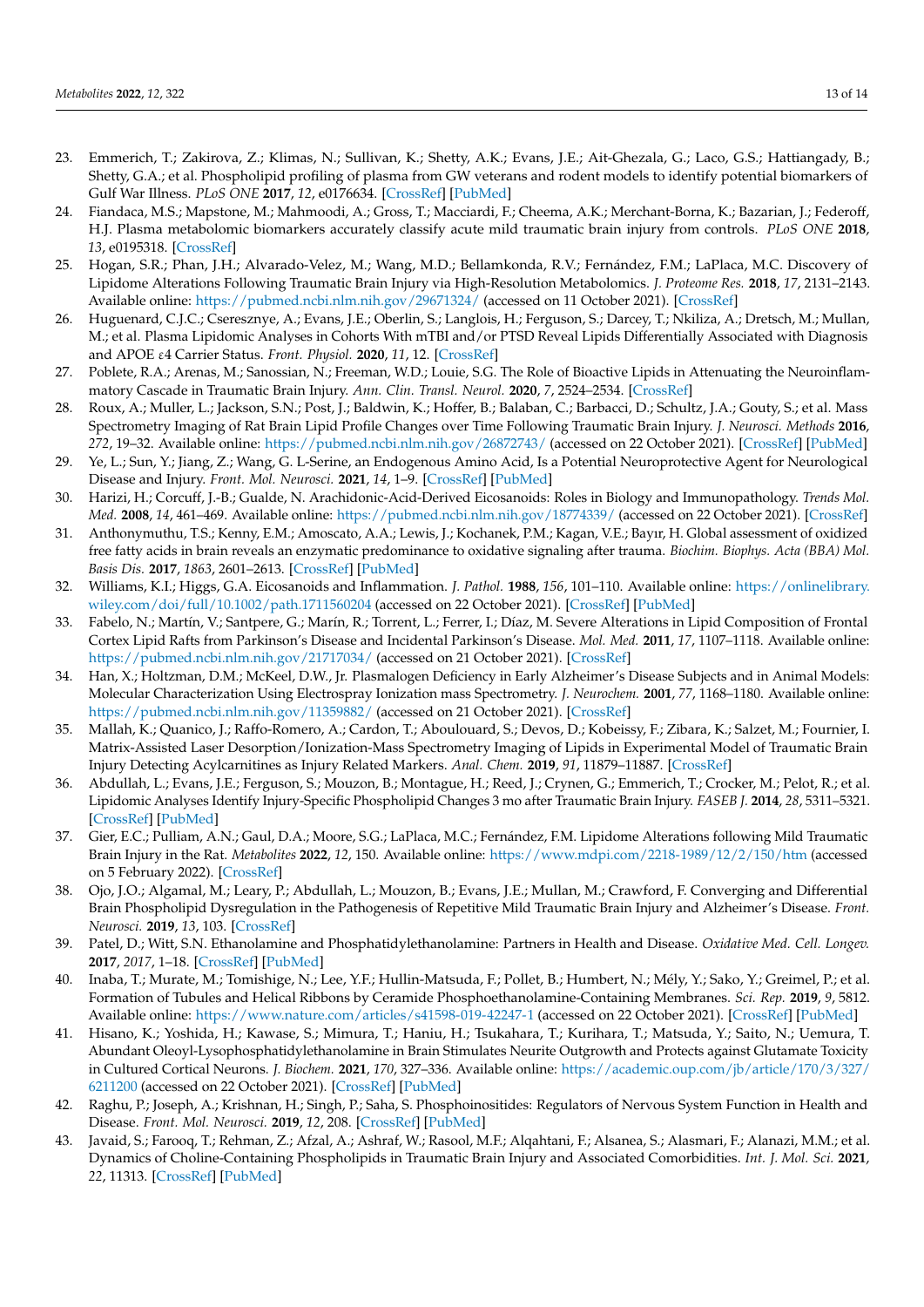23. Emmerich, T.; Zakirova, Z.; Klimas, N.; Sullivan, K.; Shetty, A.K.; Evans, J.E.; Ait-Ghezala, G.; Laco, G.S.; Hattiangady, B.; Shetty, G.A.; et al. Phospholipid profiling of plasma from GW veterans and rodent models to identify potential biomarkers of Gulf War Illness. *PLoS ONE* **2017**, *12*, e0176634. [CrossRef] [PubMed]
24. Fiandaca, M.S.; Mapstone, M.; Mahmoodi, A.; Gross, T.; Macciardi, F.; Cheema, A.K.; Merchant-Borna, K.; Bazarian, J.; Federoff, H.J. Plasma metabolomic biomarkers accurately classify acute mild traumatic brain injury from controls. *PLoS ONE* **2018**, *13*, e0195318. [CrossRef]
25. Hogan, S.R.; Phan, J.H.; Alvarado-Velez, M.; Wang, M.D.; Bellamkonda, R.V.; Fernández, F.M.; LaPlaca, M.C. Discovery of Lipidome Alterations Following Traumatic Brain Injury via High-Resolution Metabolomics. *J. Proteome Res.* **2018**, *17*, 2131–2143. Available online: https://pubmed.ncbi.nlm.nih.gov/29671324/ (accessed on 11 October 2021). [CrossRef]
26. Huguenard, C.J.C.; Cseresznye, A.; Evans, J.E.; Oberlin, S.; Langlois, H.; Ferguson, S.; Darcey, T.; Nkiliza, A.; Dretsch, M.; Mullan, M.; et al. Plasma Lipidomic Analyses in Cohorts With mTBI and/or PTSD Reveal Lipids Differentially Associated with Diagnosis and APOE ε4 Carrier Status. *Front. Physiol.* **2020**, *11*, 12. [CrossRef]
27. Poblete, R.A.; Arenas, M.; Sanossian, N.; Freeman, W.D.; Louie, S.G. The Role of Bioactive Lipids in Attenuating the Neuroinflammatory Cascade in Traumatic Brain Injury. *Ann. Clin. Transl. Neurol.* **2020**, *7*, 2524–2534. [CrossRef]
28. Roux, A.; Muller, L.; Jackson, S.N.; Post, J.; Baldwin, K.; Hoffer, B.; Balaban, C.; Barbacci, D.; Schultz, J.A.; Gouty, S.; et al. Mass Spectrometry Imaging of Rat Brain Lipid Profile Changes over Time Following Traumatic Brain Injury. *J. Neurosci. Methods* **2016**, *272*, 19–32. Available online: https://pubmed.ncbi.nlm.nih.gov/26872743/ (accessed on 22 October 2021). [CrossRef] [PubMed]
29. Ye, L.; Sun, Y.; Jiang, Z.; Wang, G. L-Serine, an Endogenous Amino Acid, Is a Potential Neuroprotective Agent for Neurological Disease and Injury. *Front. Mol. Neurosci.* **2021**, *14*, 1–9. [CrossRef] [PubMed]
30. Harizi, H.; Corcuff, J.-B.; Gualde, N. Arachidonic-Acid-Derived Eicosanoids: Roles in Biology and Immunopathology. *Trends Mol. Med.* **2008**, *14*, 461–469. Available online: https://pubmed.ncbi.nlm.nih.gov/18774339/ (accessed on 22 October 2021). [CrossRef]
31. Anthonymuthu, T.S.; Kenny, E.M.; Amoscato, A.A.; Lewis, J.; Kochanek, P.M.; Kagan, V.E.; Bayır, H. Global assessment of oxidized free fatty acids in brain reveals an enzymatic predominance to oxidative signaling after trauma. *Biochim. Biophys. Acta (BBA) Mol. Basis Dis.* **2017**, *1863*, 2601–2613. [CrossRef] [PubMed]
32. Williams, K.I.; Higgs, G.A. Eicosanoids and Inflammation. *J. Pathol.* **1988**, *156*, 101–110. Available online: https://onlinelibrary.wiley.com/doi/full/10.1002/path.1711560204 (accessed on 22 October 2021). [CrossRef] [PubMed]
33. Fabelo, N.; Martín, V.; Santpere, G.; Marín, R.; Torrent, L.; Ferrer, I.; Díaz, M. Severe Alterations in Lipid Composition of Frontal Cortex Lipid Rafts from Parkinson's Disease and Incidental Parkinson's Disease. *Mol. Med.* **2011**, *17*, 1107–1118. Available online: https://pubmed.ncbi.nlm.nih.gov/21717034/ (accessed on 21 October 2021). [CrossRef]
34. Han, X.; Holtzman, D.M.; McKeel, D.W., Jr. Plasmalogen Deficiency in Early Alzheimer's Disease Subjects and in Animal Models: Molecular Characterization Using Electrospray Ionization mass Spectrometry. *J. Neurochem.* **2001**, *77*, 1168–1180. Available online: https://pubmed.ncbi.nlm.nih.gov/11359882/ (accessed on 21 October 2021). [CrossRef]
35. Mallah, K.; Quanico, J.; Raffo-Romero, A.; Cardon, T.; Aboulouard, S.; Devos, D.; Kobeissy, F.; Zibara, K.; Salzet, M.; Fournier, I. Matrix-Assisted Laser Desorption/Ionization-Mass Spectrometry Imaging of Lipids in Experimental Model of Traumatic Brain Injury Detecting Acylcarnitines as Injury Related Markers. *Anal. Chem.* **2019**, *91*, 11879–11887. [CrossRef]
36. Abdullah, L.; Evans, J.E.; Ferguson, S.; Mouzon, B.; Montague, H.; Reed, J.; Crynen, G.; Emmerich, T.; Crocker, M.; Pelot, R.; et al. Lipidomic Analyses Identify Injury-Specific Phospholipid Changes 3 mo after Traumatic Brain Injury. *FASEB J.* **2014**, *28*, 5311–5321. [CrossRef] [PubMed]
37. Gier, E.C.; Pulliam, A.N.; Gaul, D.A.; Moore, S.G.; LaPlaca, M.C.; Fernández, F.M. Lipidome Alterations following Mild Traumatic Brain Injury in the Rat. *Metabolites* **2022**, *12*, 150. Available online: https://www.mdpi.com/2218-1989/12/2/150/htm (accessed on 5 February 2022). [CrossRef]
38. Ojo, J.O.; Algamal, M.; Leary, P.; Abdullah, L.; Mouzon, B.; Evans, J.E.; Mullan, M.; Crawford, F. Converging and Differential Brain Phospholipid Dysregulation in the Pathogenesis of Repetitive Mild Traumatic Brain Injury and Alzheimer's Disease. *Front. Neurosci.* **2019**, *13*, 103. [CrossRef]
39. Patel, D.; Witt, S.N. Ethanolamine and Phosphatidylethanolamine: Partners in Health and Disease. *Oxidative Med. Cell. Longev.* **2017**, *2017*, 1–18. [CrossRef] [PubMed]
40. Inaba, T.; Murate, M.; Tomishige, N.; Lee, Y.F.; Hullin-Matsuda, F.; Pollet, B.; Humbert, N.; Mély, Y.; Sako, Y.; Greimel, P.; et al. Formation of Tubules and Helical Ribbons by Ceramide Phosphoethanolamine-Containing Membranes. *Sci. Rep.* **2019**, *9*, 5812. Available online: https://www.nature.com/articles/s41598-019-42247-1 (accessed on 22 October 2021). [CrossRef] [PubMed]
41. Hisano, K.; Yoshida, H.; Kawase, S.; Mimura, T.; Haniu, H.; Tsukahara, T.; Kurihara, T.; Matsuda, Y.; Saito, N.; Uemura, T. Abundant Oleoyl-Lysophosphatidylethanolamine in Brain Stimulates Neurite Outgrowth and Protects against Glutamate Toxicity in Cultured Cortical Neurons. *J. Biochem.* **2021**, *170*, 327–336. Available online: https://academic.oup.com/jb/article/170/3/327/6211200 (accessed on 22 October 2021). [CrossRef] [PubMed]
42. Raghu, P.; Joseph, A.; Krishnan, H.; Singh, P.; Saha, S. Phosphoinositides: Regulators of Nervous System Function in Health and Disease. *Front. Mol. Neurosci.* **2019**, *12*, 208. [CrossRef] [PubMed]
43. Javaid, S.; Farooq, T.; Rehman, Z.; Afzal, A.; Ashraf, W.; Rasool, M.F.; Alqahtani, F.; Alsanea, S.; Alasmari, F.; Alanazi, M.M.; et al. Dynamics of Choline-Containing Phospholipids in Traumatic Brain Injury and Associated Comorbidities. *Int. J. Mol. Sci.* **2021**, *22*, 11313. [CrossRef] [PubMed]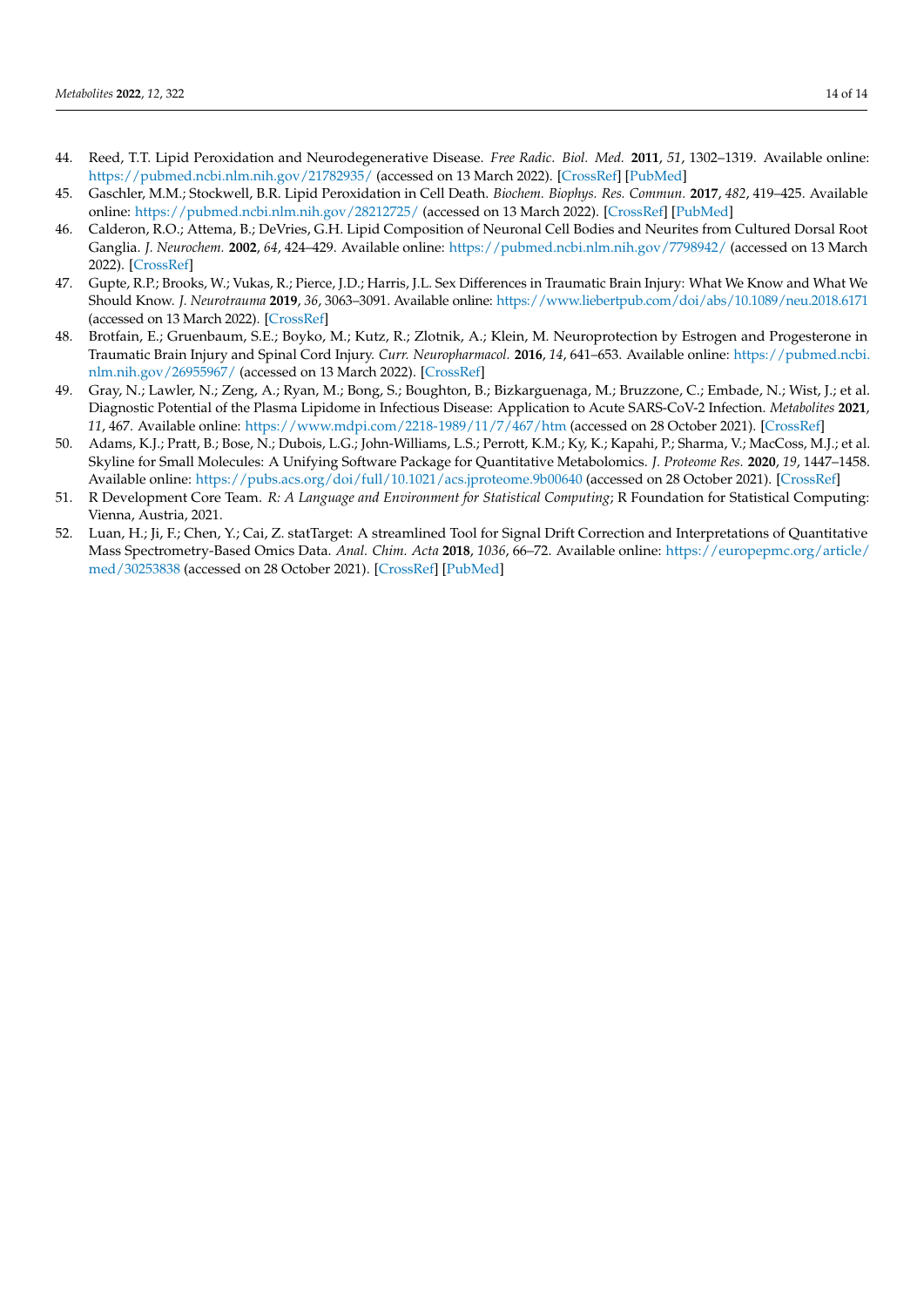44. Reed, T.T. Lipid Peroxidation and Neurodegenerative Disease. *Free Radic. Biol. Med.* **2011**, *51*, 1302–1319. Available online: https://pubmed.ncbi.nlm.nih.gov/21782935/ (accessed on 13 March 2022). [CrossRef] [PubMed]
45. Gaschler, M.M.; Stockwell, B.R. Lipid Peroxidation in Cell Death. *Biochem. Biophys. Res. Commun.* **2017**, *482*, 419–425. Available online: https://pubmed.ncbi.nlm.nih.gov/28212725/ (accessed on 13 March 2022). [CrossRef] [PubMed]
46. Calderon, R.O.; Attema, B.; DeVries, G.H. Lipid Composition of Neuronal Cell Bodies and Neurites from Cultured Dorsal Root Ganglia. *J. Neurochem.* **2002**, *64*, 424–429. Available online: https://pubmed.ncbi.nlm.nih.gov/7798942/ (accessed on 13 March 2022). [CrossRef]
47. Gupte, R.P.; Brooks, W.; Vukas, R.; Pierce, J.D.; Harris, J.L. Sex Differences in Traumatic Brain Injury: What We Know and What We Should Know. *J. Neurotrauma* **2019**, *36*, 3063–3091. Available online: https://www.liebertpub.com/doi/abs/10.1089/neu.2018.6171 (accessed on 13 March 2022). [CrossRef]
48. Brotfain, E.; Gruenbaum, S.E.; Boyko, M.; Kutz, R.; Zlotnik, A.; Klein, M. Neuroprotection by Estrogen and Progesterone in Traumatic Brain Injury and Spinal Cord Injury. *Curr. Neuropharmacol.* **2016**, *14*, 641–653. Available online: https://pubmed.ncbi.nlm.nih.gov/26955967/ (accessed on 13 March 2022). [CrossRef]
49. Gray, N.; Lawler, N.; Zeng, A.; Ryan, M.; Bong, S.; Boughton, B.; Bizkarguenaga, M.; Bruzzone, C.; Embade, N.; Wist, J.; et al. Diagnostic Potential of the Plasma Lipidome in Infectious Disease: Application to Acute SARS-CoV-2 Infection. *Metabolites* **2021**, *11*, 467. Available online: https://www.mdpi.com/2218-1989/11/7/467/htm (accessed on 28 October 2021). [CrossRef]
50. Adams, K.J.; Pratt, B.; Bose, N.; Dubois, L.G.; John-Williams, L.S.; Perrott, K.M.; Ky, K.; Kapahi, P.; Sharma, V.; MacCoss, M.J.; et al. Skyline for Small Molecules: A Unifying Software Package for Quantitative Metabolomics. *J. Proteome Res.* **2020**, *19*, 1447–1458. Available online: https://pubs.acs.org/doi/full/10.1021/acs.jproteome.9b00640 (accessed on 28 October 2021). [CrossRef]
51. R Development Core Team. *R: A Language and Environment for Statistical Computing*; R Foundation for Statistical Computing: Vienna, Austria, 2021.
52. Luan, H.; Ji, F.; Chen, Y.; Cai, Z. statTarget: A streamlined Tool for Signal Drift Correction and Interpretations of Quantitative Mass Spectrometry-Based Omics Data. *Anal. Chim. Acta* **2018**, *1036*, 66–72. Available online: https://europepmc.org/article/med/30253838 (accessed on 28 October 2021). [CrossRef] [PubMed]